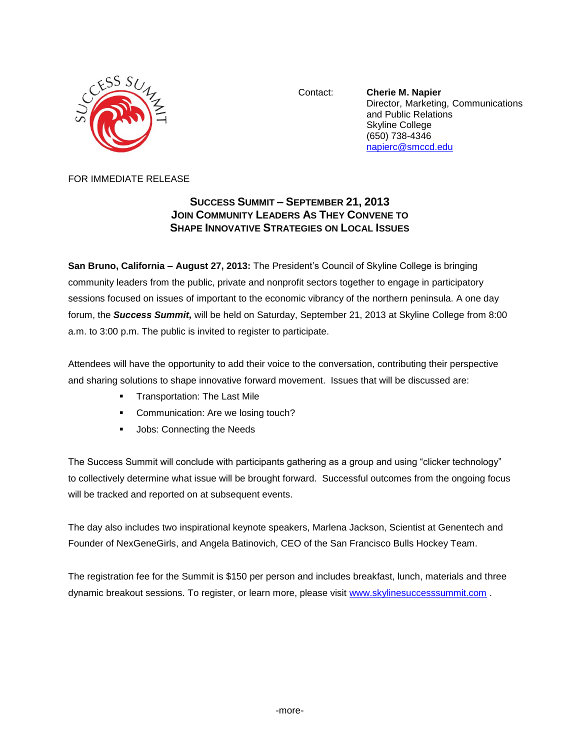Contact: **Cherie M. Napier**
Director, Marketing, Communications and Public Relations
Skyline College
(650) 738-4346
napierc@smccd.edu

FOR IMMEDIATE RELEASE

## SUCCESS SUMMIT – SEPTEMBER 21, 2013
## JOIN COMMUNITY LEADERS AS THEY CONVENE TO SHAPE INNOVATIVE STRATEGIES ON LOCAL ISSUES

**San Bruno, California – August 27, 2013:** The President's Council of Skyline College is bringing community leaders from the public, private and nonprofit sectors together to engage in participatory sessions focused on issues of important to the economic vibrancy of the northern peninsula. A one day forum, the ***Success Summit,*** will be held on Saturday, September 21, 2013 at Skyline College from 8:00 a.m. to 3:00 p.m. The public is invited to register to participate.

Attendees will have the opportunity to add their voice to the conversation, contributing their perspective and sharing solutions to shape innovative forward movement. Issues that will be discussed are:

- Transportation: The Last Mile
- Communication: Are we losing touch?
- Jobs: Connecting the Needs

The Success Summit will conclude with participants gathering as a group and using "clicker technology" to collectively determine what issue will be brought forward. Successful outcomes from the ongoing focus will be tracked and reported on at subsequent events.

The day also includes two inspirational keynote speakers, Marlena Jackson, Scientist at Genentech and Founder of NexGeneGirls, and Angela Batinovich, CEO of the San Francisco Bulls Hockey Team.

The registration fee for the Summit is $150 per person and includes breakfast, lunch, materials and three dynamic breakout sessions. To register, or learn more, please visit www.skylinesuccesssummit.com .

-more-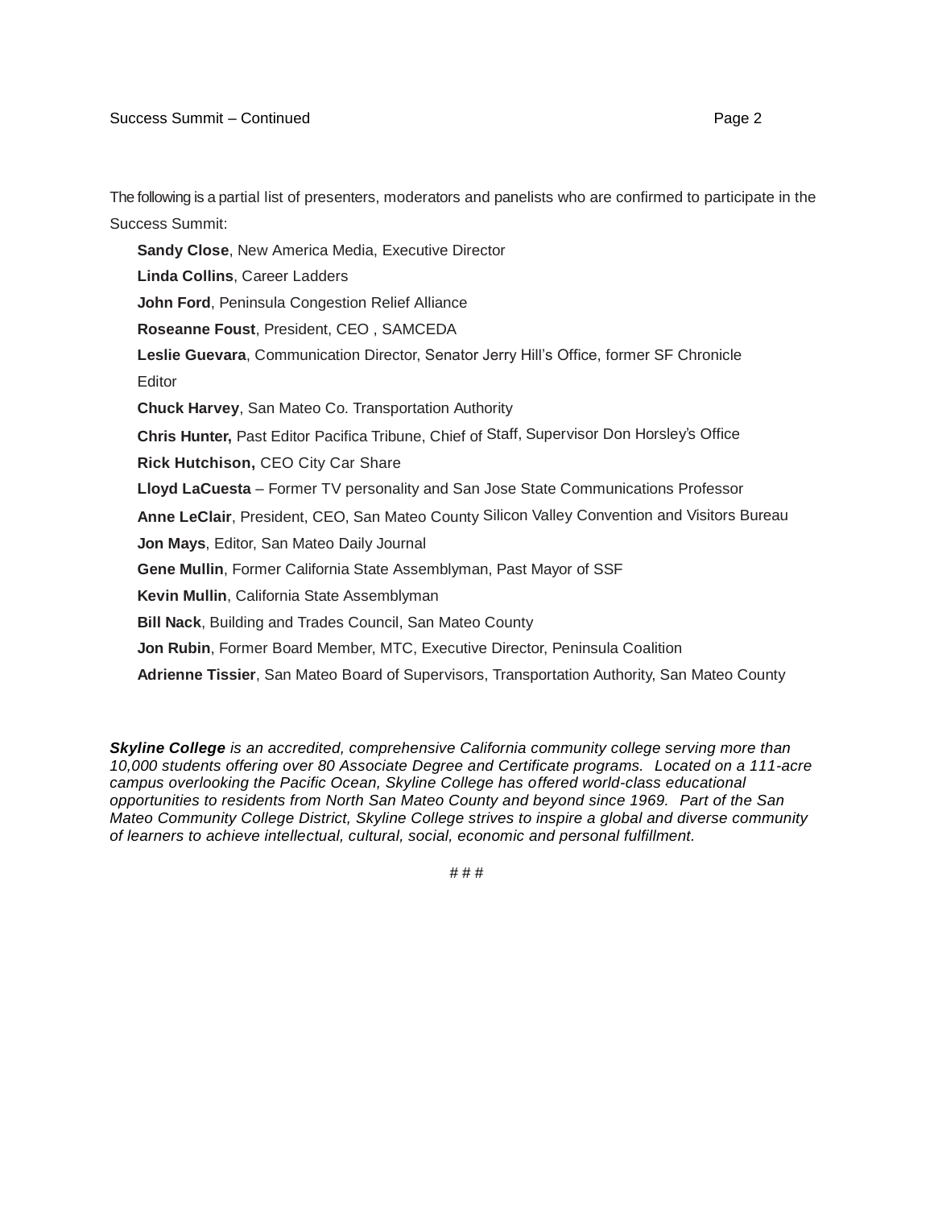The following is a partial list of presenters, moderators and panelists who are confirmed to participate in the Success Summit:

- **Sandy Close**, New America Media, Executive Director
- **Linda Collins**, Career Ladders
- **John Ford**, Peninsula Congestion Relief Alliance
- **Roseanne Foust**, President, CEO , SAMCEDA
- **Leslie Guevara**, Communication Director, Senator Jerry Hill's Office, former SF Chronicle Editor
- **Chuck Harvey**, San Mateo Co. Transportation Authority
- **Chris Hunter,** Past Editor Pacifica Tribune, Chief of Staff, Supervisor Don Horsley's Office
- **Rick Hutchison,** CEO City Car Share
- **Lloyd LaCuesta** – Former TV personality and San Jose State Communications Professor
- **Anne LeClair**, President, CEO, San Mateo County Silicon Valley Convention and Visitors Bureau
- **Jon Mays**, Editor, San Mateo Daily Journal
- **Gene Mullin**, Former California State Assemblyman, Past Mayor of SSF
- **Kevin Mullin**, California State Assemblyman
- **Bill Nack**, Building and Trades Council, San Mateo County
- **Jon Rubin**, Former Board Member, MTC, Executive Director, Peninsula Coalition
- **Adrienne Tissier**, San Mateo Board of Supervisors, Transportation Authority, San Mateo County

***Skyline College** is an accredited, comprehensive California community college serving more than 10,000 students offering over 80 Associate Degree and Certificate programs. Located on a 111-acre campus overlooking the Pacific Ocean, Skyline College has offered world-class educational opportunities to residents from North San Mateo County and beyond since 1969. Part of the San Mateo Community College District, Skyline College strives to inspire a global and diverse community of learners to achieve intellectual, cultural, social, economic and personal fulfillment.*

# # #